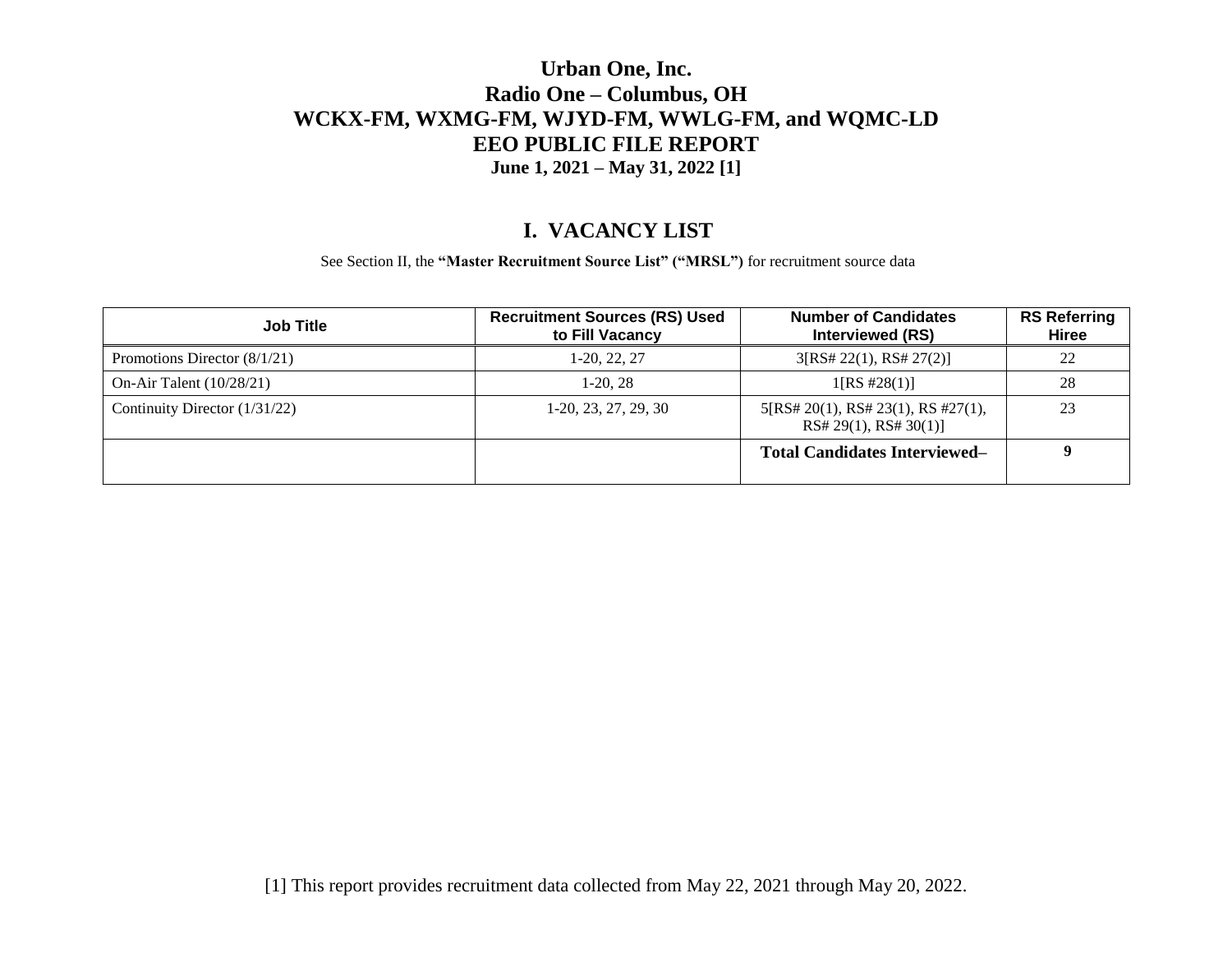# Urban One, Inc.
# Radio One – Columbus, OH
# WCKX-FM, WXMG-FM, WJYD-FM, WWLG-FM, and WQMC-LD
# EEO PUBLIC FILE REPORT
**June 1, 2021 – May 31, 2022 [1]**

## I. VACANCY LIST

See Section II, the **"Master Recruitment Source List" ("MRSL")** for recruitment source data

| Job Title | Recruitment Sources (RS) Used to Fill Vacancy | Number of Candidates Interviewed (RS) | RS Referring Hiree |
|---|---|---|---|
| Promotions Director (8/1/21) | 1-20, 22, 27 | 3[RS# 22(1), RS# 27(2)] | 22 |
| On-Air Talent (10/28/21) | 1-20, 28 | 1[RS #28(1)] | 28 |
| Continuity Director (1/31/22) | 1-20, 23, 27, 29, 30 | 5[RS# 20(1), RS# 23(1), RS #27(1), RS# 29(1), RS# 30(1)] | 23 |
| | | **Total Candidates Interviewed–** | **9** |

[1] This report provides recruitment data collected from May 22, 2021 through May 20, 2022.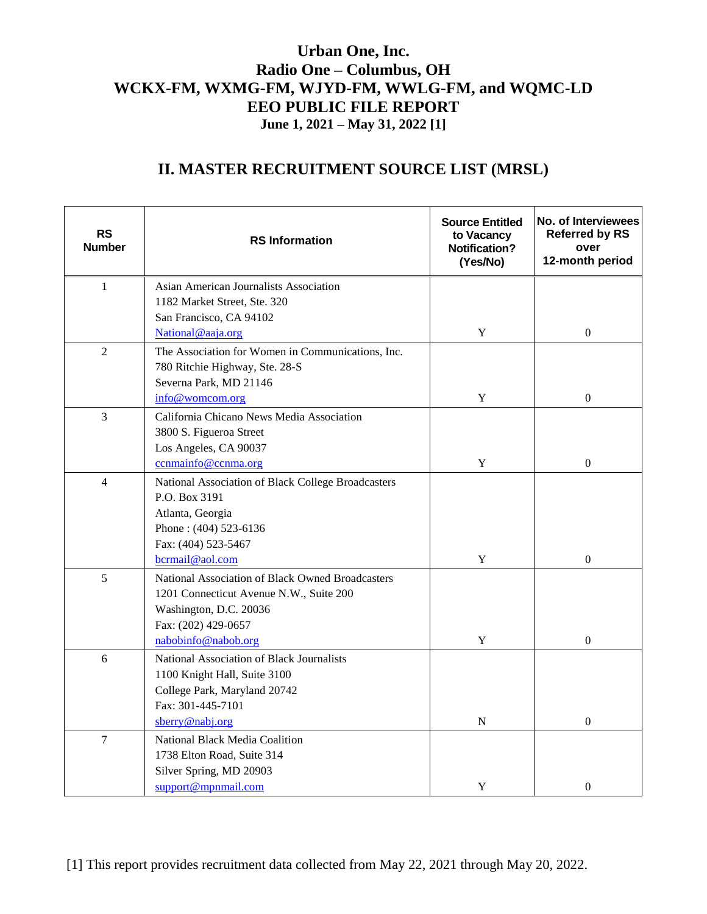# Urban One, Inc.
# Radio One – Columbus, OH
# WCKX-FM, WXMG-FM, WJYD-FM, WWLG-FM, and WQMC-LD
# EEO PUBLIC FILE REPORT
**June 1, 2021 – May 31, 2022 [1]**

## II. MASTER RECRUITMENT SOURCE LIST (MRSL)

| RS Number | RS Information | Source Entitled to Vacancy Notification? (Yes/No) | No. of Interviewees Referred by RS over 12-month period |
|---|---|---|---|
| 1 | Asian American Journalists Association<br>1182 Market Street, Ste. 320<br>San Francisco, CA 94102<br>National@aaja.org | Y | 0 |
| 2 | The Association for Women in Communications, Inc.<br>780 Ritchie Highway, Ste. 28-S<br>Severna Park, MD 21146<br>info@womcom.org | Y | 0 |
| 3 | California Chicano News Media Association<br>3800 S. Figueroa Street<br>Los Angeles, CA 90037<br>ccnmainfo@ccnma.org | Y | 0 |
| 4 | National Association of Black College Broadcasters<br>P.O. Box 3191<br>Atlanta, Georgia<br>Phone : (404) 523-6136<br>Fax: (404) 523-5467<br>bcrmail@aol.com | Y | 0 |
| 5 | National Association of Black Owned Broadcasters<br>1201 Connecticut Avenue N.W., Suite 200<br>Washington, D.C. 20036<br>Fax: (202) 429-0657<br>nabobinfo@nabob.org | Y | 0 |
| 6 | National Association of Black Journalists<br>1100 Knight Hall, Suite 3100<br>College Park, Maryland 20742<br>Fax: 301-445-7101<br>sberry@nabj.org | N | 0 |
| 7 | National Black Media Coalition<br>1738 Elton Road, Suite 314<br>Silver Spring, MD 20903<br>support@mpnmail.com | Y | 0 |

[1] This report provides recruitment data collected from May 22, 2021 through May 20, 2022.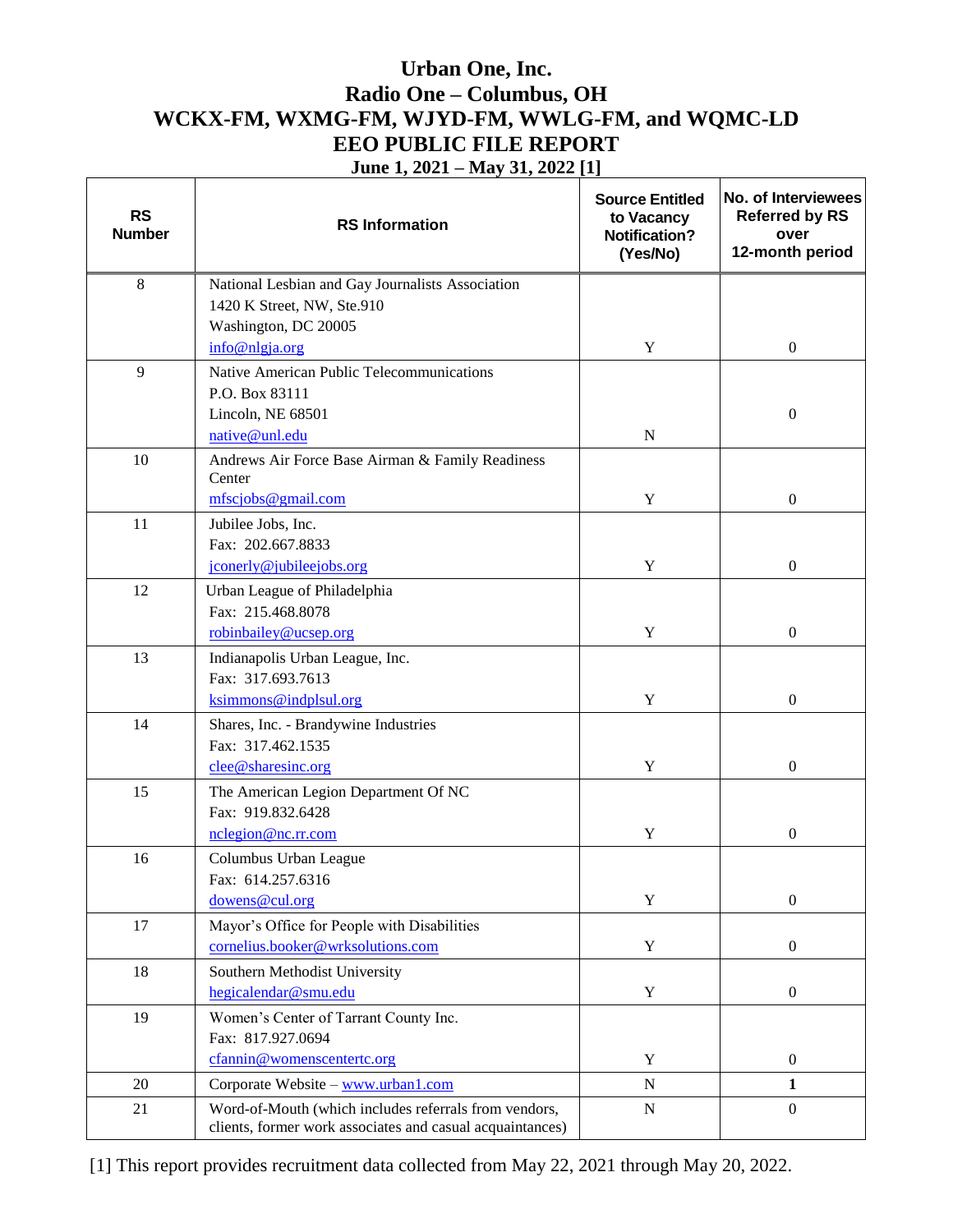# Urban One, Inc.
# Radio One – Columbus, OH
# WCKX-FM, WXMG-FM, WJYD-FM, WWLG-FM, and WQMC-LD
# EEO PUBLIC FILE REPORT
**June 1, 2021 – May 31, 2022 [1]**

| RS Number | RS Information | Source Entitled to Vacancy Notification? (Yes/No) | No. of Interviewees Referred by RS over 12-month period |
|---|---|---|---|
| 8 | National Lesbian and Gay Journalists Association<br>1420 K Street, NW, Ste.910<br>Washington, DC 20005<br>info@nlgja.org | Y | 0 |
| 9 | Native American Public Telecommunications<br>P.O. Box 83111<br>Lincoln, NE 68501<br>native@unl.edu | N | 0 |
| 10 | Andrews Air Force Base Airman & Family Readiness Center<br>mfscjobs@gmail.com | Y | 0 |
| 11 | Jubilee Jobs, Inc.<br>Fax: 202.667.8833<br>jconerly@jubileejobs.org | Y | 0 |
| 12 | Urban League of Philadelphia<br>Fax: 215.468.8078<br>robinbailey@ucsep.org | Y | 0 |
| 13 | Indianapolis Urban League, Inc.<br>Fax: 317.693.7613<br>ksimmons@indplsul.org | Y | 0 |
| 14 | Shares, Inc. - Brandywine Industries<br>Fax: 317.462.1535<br>clee@sharesinc.org | Y | 0 |
| 15 | The American Legion Department Of NC<br>Fax: 919.832.6428<br>nclegion@nc.rr.com | Y | 0 |
| 16 | Columbus Urban League<br>Fax: 614.257.6316<br>dowens@cul.org | Y | 0 |
| 17 | Mayor's Office for People with Disabilities<br>cornelius.booker@wrksolutions.com | Y | 0 |
| 18 | Southern Methodist University<br>hegicalendar@smu.edu | Y | 0 |
| 19 | Women's Center of Tarrant County Inc.<br>Fax: 817.927.0694<br>cfannin@womenscentertc.org | Y | 0 |
| 20 | Corporate Website – www.urban1.com | N | **1** |
| 21 | Word-of-Mouth (which includes referrals from vendors, clients, former work associates and casual acquaintances) | N | 0 |

[1] This report provides recruitment data collected from May 22, 2021 through May 20, 2022.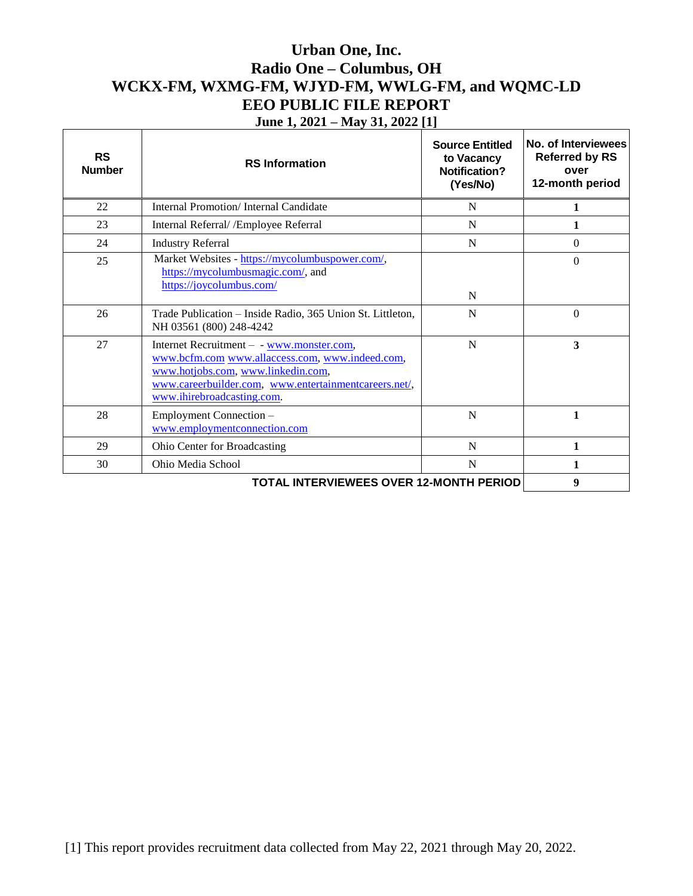# Urban One, Inc.
# Radio One – Columbus, OH
# WCKX-FM, WXMG-FM, WJYD-FM, WWLG-FM, and WQMC-LD
# EEO PUBLIC FILE REPORT

**June 1, 2021 – May 31, 2022 [1]**

| RS Number | RS Information | Source Entitled to Vacancy Notification? (Yes/No) | No. of Interviewees Referred by RS over 12-month period |
|---|---|---|---|
| 22 | Internal Promotion/ Internal Candidate | N | **1** |
| 23 | Internal Referral/ /Employee Referral | N | **1** |
| 24 | Industry Referral | N | 0 |
| 25 | Market Websites - https://mycolumbuspower.com/, https://mycolumbusmagic.com/, and https://joycolumbus.com/ | N | 0 |
| 26 | Trade Publication – Inside Radio, 365 Union St. Littleton, NH 03561 (800) 248-4242 | N | 0 |
| 27 | Internet Recruitment – - www.monster.com, www.bcfm.com www.allaccess.com, www.indeed.com, www.hotjobs.com, www.linkedin.com, www.careerbuilder.com, www.entertainmentcareers.net/, www.ihirebroadcasting.com. | N | **3** |
| 28 | Employment Connection – www.employmentconnection.com | N | **1** |
| 29 | Ohio Center for Broadcasting | N | **1** |
| 30 | Ohio Media School | N | **1** |
| | **TOTAL INTERVIEWEES OVER 12-MONTH PERIOD** | | **9** |

[1] This report provides recruitment data collected from May 22, 2021 through May 20, 2022.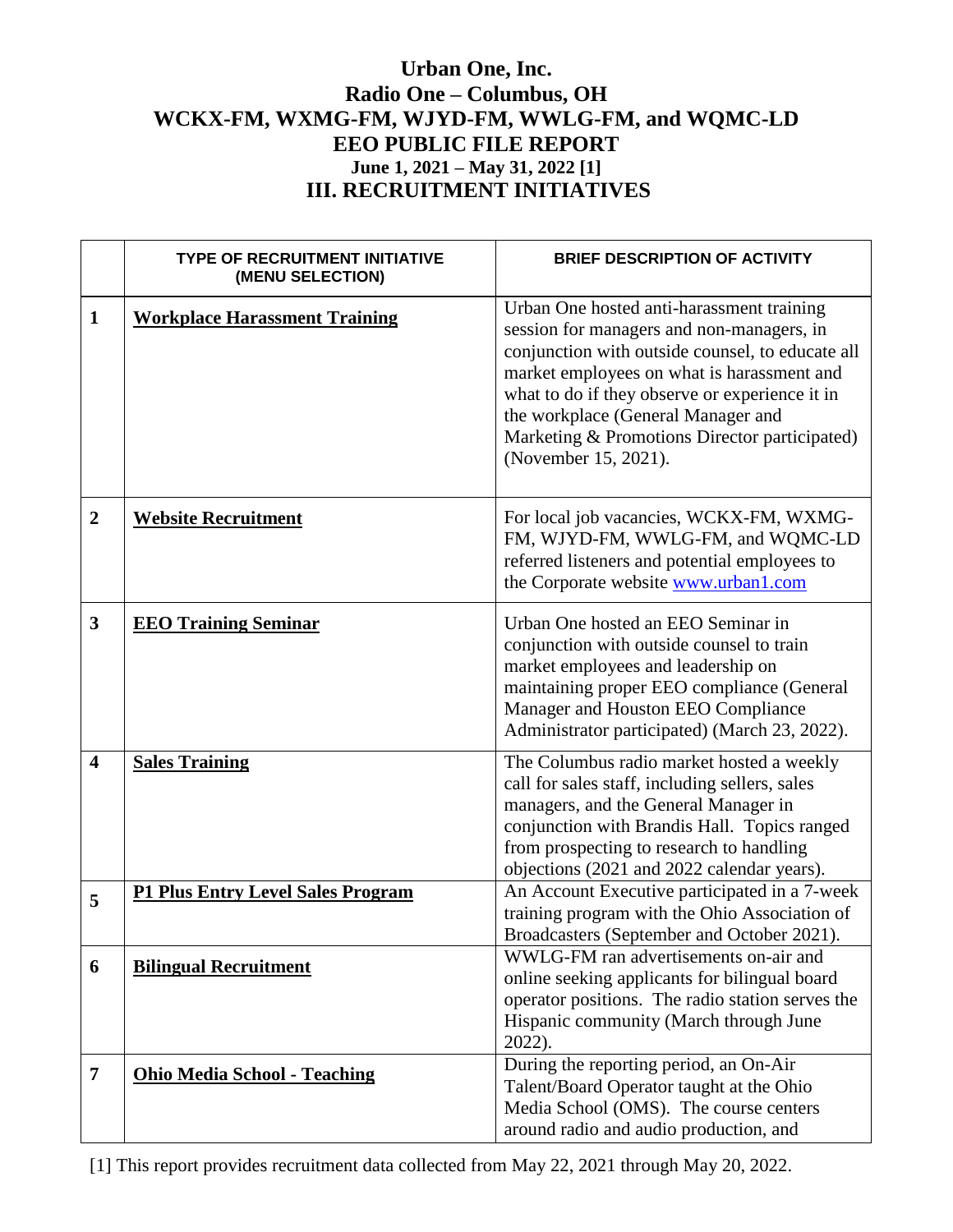# Urban One, Inc.
# Radio One – Columbus, OH
# WCKX-FM, WXMG-FM, WJYD-FM, WWLG-FM, and WQMC-LD
# EEO PUBLIC FILE REPORT
### June 1, 2021 – May 31, 2022 [1]
# III. RECRUITMENT INITIATIVES

| | TYPE OF RECRUITMENT INITIATIVE (MENU SELECTION) | BRIEF DESCRIPTION OF ACTIVITY |
|---|---|---|
| 1 | **Workplace Harassment Training** | Urban One hosted anti-harassment training session for managers and non-managers, in conjunction with outside counsel, to educate all market employees on what is harassment and what to do if they observe or experience it in the workplace (General Manager and Marketing & Promotions Director participated) (November 15, 2021). |
| 2 | **Website Recruitment** | For local job vacancies, WCKX-FM, WXMG-FM, WJYD-FM, WWLG-FM, and WQMC-LD referred listeners and potential employees to the Corporate website www.urban1.com |
| 3 | **EEO Training Seminar** | Urban One hosted an EEO Seminar in conjunction with outside counsel to train market employees and leadership on maintaining proper EEO compliance (General Manager and Houston EEO Compliance Administrator participated) (March 23, 2022). |
| 4 | **Sales Training** | The Columbus radio market hosted a weekly call for sales staff, including sellers, sales managers, and the General Manager in conjunction with Brandis Hall. Topics ranged from prospecting to research to handling objections (2021 and 2022 calendar years). |
| 5 | **P1 Plus Entry Level Sales Program** | An Account Executive participated in a 7-week training program with the Ohio Association of Broadcasters (September and October 2021). |
| 6 | **Bilingual Recruitment** | WWLG-FM ran advertisements on-air and online seeking applicants for bilingual board operator positions. The radio station serves the Hispanic community (March through June 2022). |
| 7 | **Ohio Media School - Teaching** | During the reporting period, an On-Air Talent/Board Operator taught at the Ohio Media School (OMS). The course centers around radio and audio production, and |

[1] This report provides recruitment data collected from May 22, 2021 through May 20, 2022.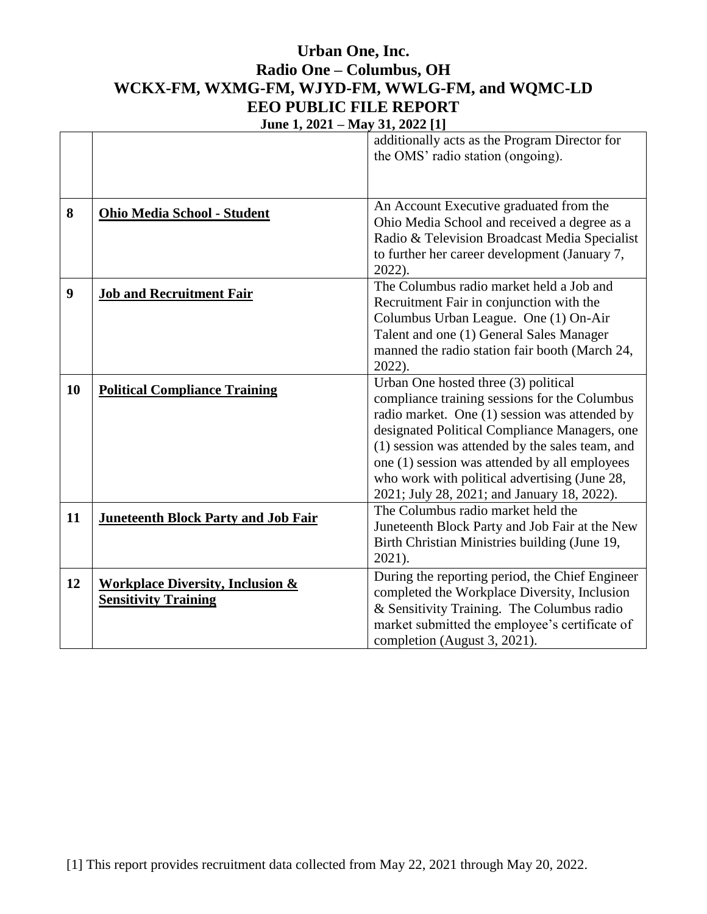# Urban One, Inc.
## Radio One – Columbus, OH
## WCKX-FM, WXMG-FM, WJYD-FM, WWLG-FM, and WQMC-LD
## EEO PUBLIC FILE REPORT
### June 1, 2021 – May 31, 2022 [1]

| | | |
|---|---|---|
| | | additionally acts as the Program Director for the OMS' radio station (ongoing). |
| 8 | **Ohio Media School - Student** | An Account Executive graduated from the Ohio Media School and received a degree as a Radio & Television Broadcast Media Specialist to further her career development (January 7, 2022). |
| 9 | **Job and Recruitment Fair** | The Columbus radio market held a Job and Recruitment Fair in conjunction with the Columbus Urban League. One (1) On-Air Talent and one (1) General Sales Manager manned the radio station fair booth (March 24, 2022). |
| 10 | **Political Compliance Training** | Urban One hosted three (3) political compliance training sessions for the Columbus radio market. One (1) session was attended by designated Political Compliance Managers, one (1) session was attended by the sales team, and one (1) session was attended by all employees who work with political advertising (June 28, 2021; July 28, 2021; and January 18, 2022). |
| 11 | **Juneteenth Block Party and Job Fair** | The Columbus radio market held the Juneteenth Block Party and Job Fair at the New Birth Christian Ministries building (June 19, 2021). |
| 12 | **Workplace Diversity, Inclusion & Sensitivity Training** | During the reporting period, the Chief Engineer completed the Workplace Diversity, Inclusion & Sensitivity Training. The Columbus radio market submitted the employee's certificate of completion (August 3, 2021). |

[1] This report provides recruitment data collected from May 22, 2021 through May 20, 2022.